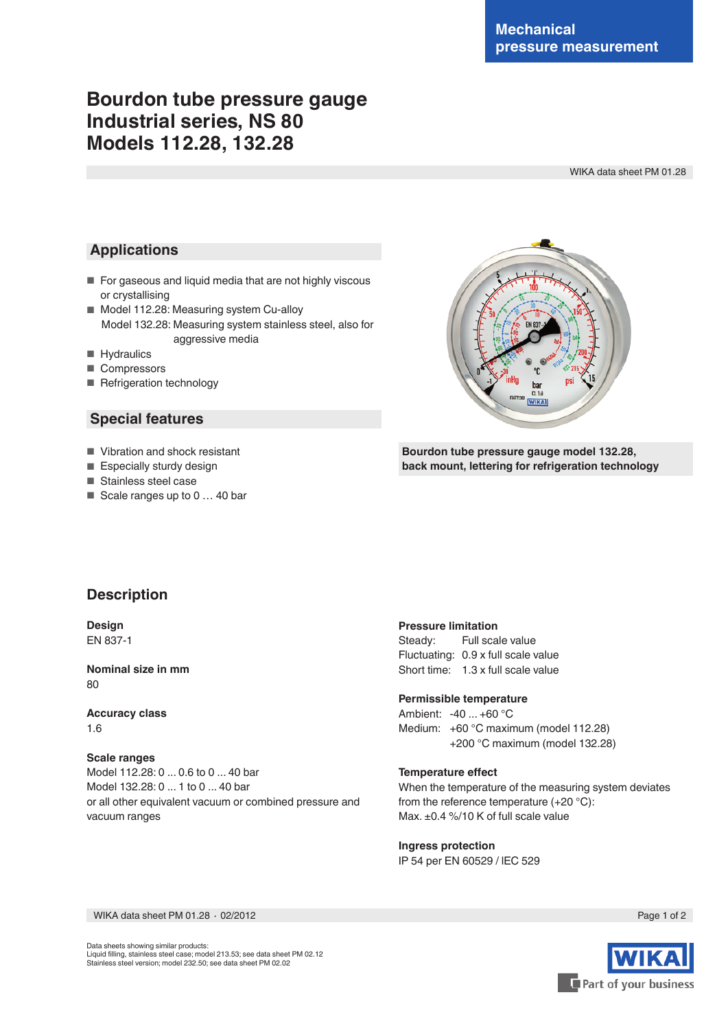Mechanical pressure measurement

# Bourdon tube pressure gauge Industrial series, NS 80 Models 112.28, 132.28

WIKA data sheet PM 01.28

## Applications

- For gaseous and liquid media that are not highly viscous or crystallising
- Model 112.28: Measuring system Cu-alloy
  Model 132.28: Measuring system stainless steel, also for aggressive media
- Hydraulics
- Compressors
- Refrigeration technology

## Special features

- Vibration and shock resistant
- Especially sturdy design
- Stainless steel case
- Scale ranges up to 0 … 40 bar

**Bourdon tube pressure gauge model 132.28, back mount, lettering for refrigeration technology**

## Description

**Design**
EN 837-1

**Nominal size in mm**
80

**Accuracy class**
1.6

**Scale ranges**
Model 112.28: 0 ... 0.6 to 0 ... 40 bar
Model 132.28: 0 ... 1 to 0 ... 40 bar
or all other equivalent vacuum or combined pressure and vacuum ranges

**Pressure limitation**
Steady: Full scale value
Fluctuating: 0.9 x full scale value
Short time: 1.3 x full scale value

**Permissible temperature**
Ambient: -40 ... +60 °C
Medium: +60 °C maximum (model 112.28)
+200 °C maximum (model 132.28)

**Temperature effect**
When the temperature of the measuring system deviates from the reference temperature (+20 °C):
Max. ±0.4 %/10 K of full scale value

**Ingress protection**
IP 54 per EN 60529 / lEC 529

Data sheets showing similar products:
Liquid filling, stainless steel case; model 213.53; see data sheet PM 02.12
Stainless steel version; model 232.50; see data sheet PM 02.02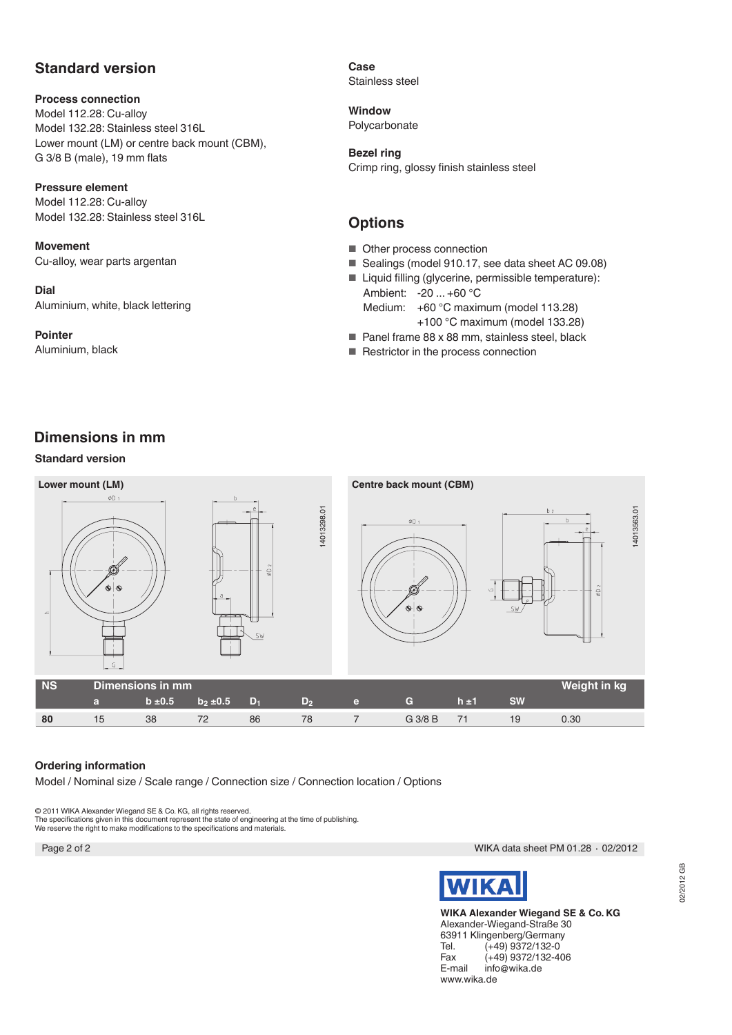## Standard version

**Process connection**
Model 112.28: Cu-alloy
Model 132.28: Stainless steel 316L
Lower mount (LM) or centre back mount (CBM),
G 3/8 B (male), 19 mm flats

**Pressure element**
Model 112.28: Cu-alloy
Model 132.28: Stainless steel 316L

**Movement**
Cu-alloy, wear parts argentan

**Dial**
Aluminium, white, black lettering

**Pointer**
Aluminium, black

**Case**
Stainless steel

**Window**
Polycarbonate

**Bezel ring**
Crimp ring, glossy finish stainless steel

## Options

- Other process connection
- Sealings (model 910.17, see data sheet AC 09.08)
- Liquid filling (glycerine, permissible temperature):
  Ambient: -20 ... +60 °C
  Medium: +60 °C maximum (model 113.28)
  +100 °C maximum (model 133.28)
- Panel frame 88 x 88 mm, stainless steel, black
- Restrictor in the process connection

## Dimensions in mm

### Standard version

Lower mount (LM)

14013298.01

Centre back mount (CBM)

14013563.01

| NS | Dimensions in mm | | | | | | | | | Weight in kg |
|---|---|---|---|---|---|---|---|---|---|---|
| | a | b ±0.5 | $b_2$ ±0.5 | $D_1$ | $D_2$ | e | G | h ±1 | SW | |
| 80 | 15 | 38 | 72 | 86 | 78 | 7 | G 3/8 B | 71 | 19 | 0.30 |

**Ordering information**
Model / Nominal size / Scale range / Connection size / Connection location / Options

© 2011 WIKA Alexander Wiegand SE & Co. KG, all rights reserved.
The specifications given in this document represent the state of engineering at the time of publishing.
We reserve the right to make modifications to the specifications and materials.

WIKA data sheet PM 01.28 · 02/2012

**WIKA Alexander Wiegand SE & Co. KG**
Alexander-Wiegand-Straße 30
63911 Klingenberg/Germany
Tel. (+49) 9372/132-0
Fax (+49) 9372/132-406
E-mail info@wika.de
www.wika.de

02/2012 GB